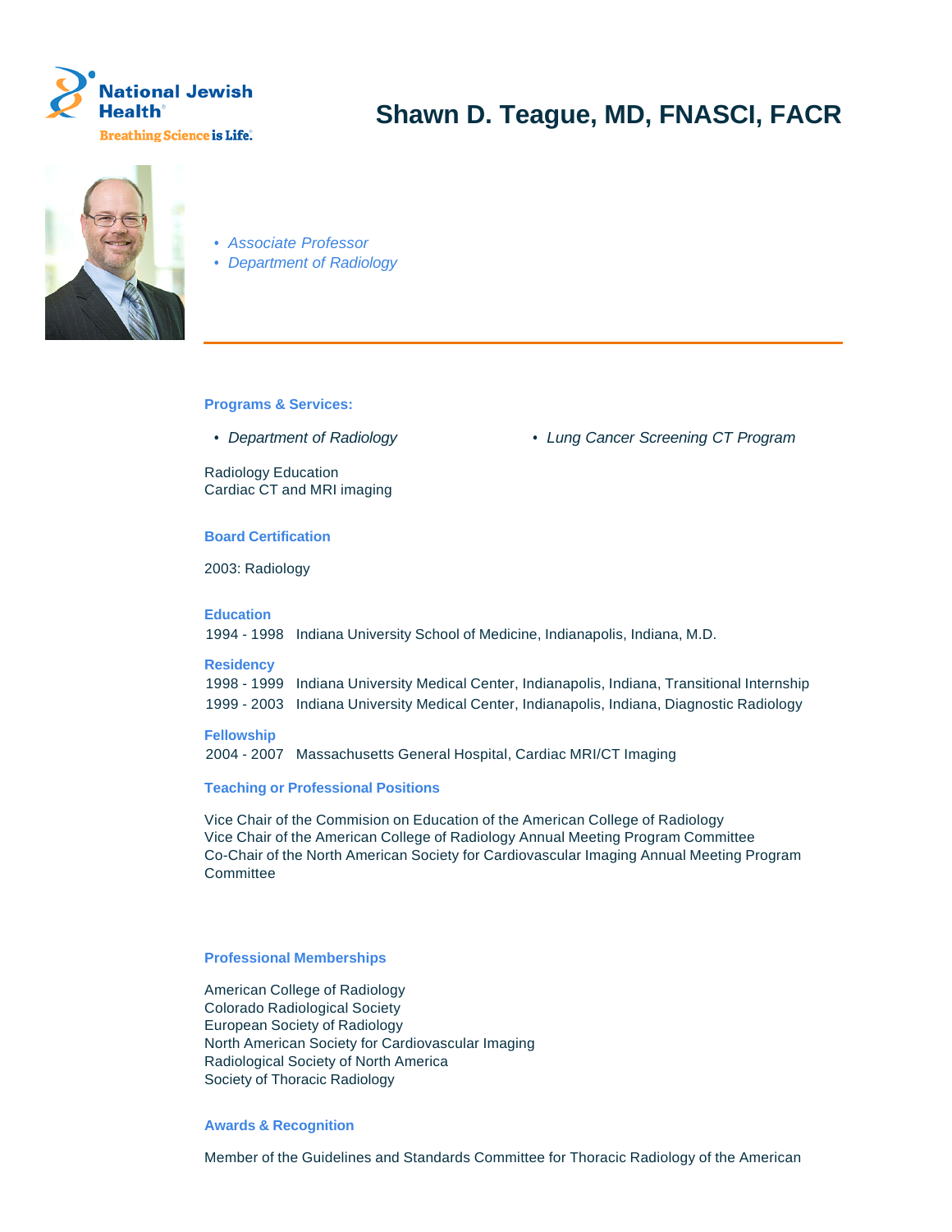National Jewish Health
Breathing Science is Life.

# Shawn D. Teague, MD, FNASCI, FACR

- *Associate Professor*
- *Department of Radiology*

## Programs & Services:

- *Department of Radiology*
- *Lung Cancer Screening CT Program*

Radiology Education
Cardiac CT and MRI imaging

## Board Certification

2003: Radiology

## Education

1994 - 1998 Indiana University School of Medicine, Indianapolis, Indiana, M.D.

## Residency

1998 - 1999 Indiana University Medical Center, Indianapolis, Indiana, Transitional Internship
1999 - 2003 Indiana University Medical Center, Indianapolis, Indiana, Diagnostic Radiology

## Fellowship

2004 - 2007 Massachusetts General Hospital, Cardiac MRI/CT Imaging

## Teaching or Professional Positions

Vice Chair of the Commision on Education of the American College of Radiology
Vice Chair of the American College of Radiology Annual Meeting Program Committee
Co-Chair of the North American Society for Cardiovascular Imaging Annual Meeting Program Committee

## Professional Memberships

American College of Radiology
Colorado Radiological Society
European Society of Radiology
North American Society for Cardiovascular Imaging
Radiological Society of North America
Society of Thoracic Radiology

## Awards & Recognition

Member of the Guidelines and Standards Committee for Thoracic Radiology of the American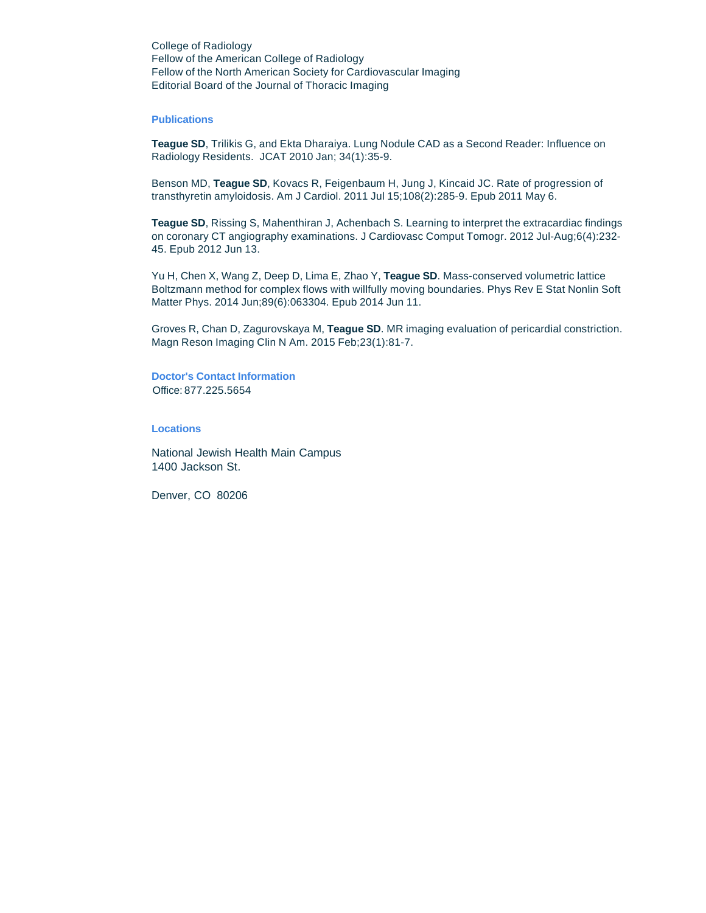College of Radiology
Fellow of the American College of Radiology
Fellow of the North American Society for Cardiovascular Imaging
Editorial Board of the Journal of Thoracic Imaging

### Publications

**Teague SD**, Trilikis G, and Ekta Dharaiya. Lung Nodule CAD as a Second Reader: Influence on Radiology Residents. JCAT 2010 Jan; 34(1):35-9.

Benson MD, **Teague SD**, Kovacs R, Feigenbaum H, Jung J, Kincaid JC. Rate of progression of transthyretin amyloidosis. Am J Cardiol. 2011 Jul 15;108(2):285-9. Epub 2011 May 6.

**Teague SD**, Rissing S, Mahenthiran J, Achenbach S. Learning to interpret the extracardiac findings on coronary CT angiography examinations. J Cardiovasc Comput Tomogr. 2012 Jul-Aug;6(4):232-45. Epub 2012 Jun 13.

Yu H, Chen X, Wang Z, Deep D, Lima E, Zhao Y, **Teague SD**. Mass-conserved volumetric lattice Boltzmann method for complex flows with willfully moving boundaries. Phys Rev E Stat Nonlin Soft Matter Phys. 2014 Jun;89(6):063304. Epub 2014 Jun 11.

Groves R, Chan D, Zagurovskaya M, **Teague SD**. MR imaging evaluation of pericardial constriction. Magn Reson Imaging Clin N Am. 2015 Feb;23(1):81-7.

### Doctor's Contact Information

Office: 877.225.5654

### Locations

National Jewish Health Main Campus
1400 Jackson St.

Denver, CO 80206